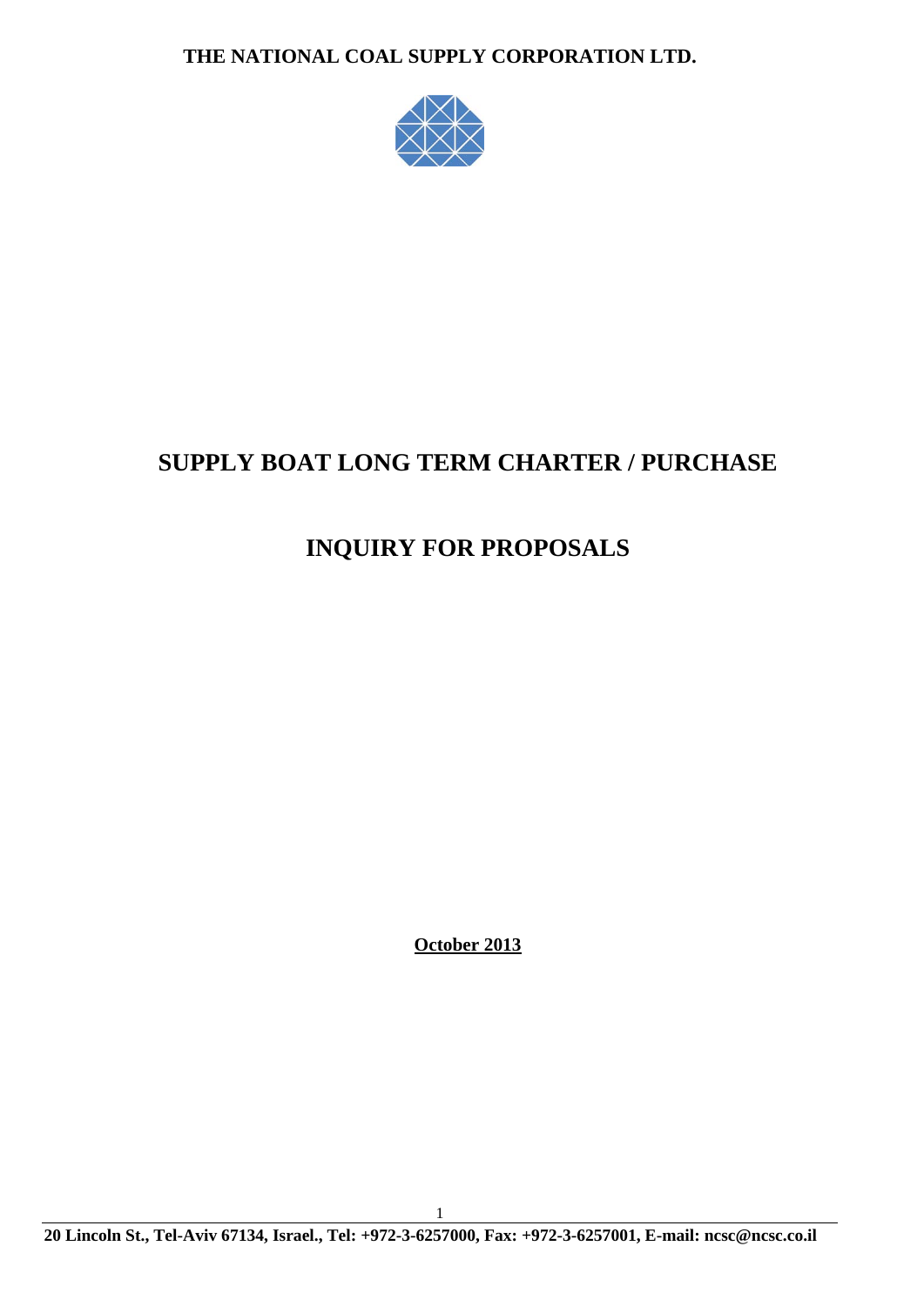**THE NATIONAL COAL SUPPLY CORPORATION LTD.**

# SUPPLY BOAT LONG TERM CHARTER / PURCHASE

# INQUIRY FOR PROPOSALS

**October 2013**

**20 Lincoln St., Tel-Aviv 67134, Israel., Tel: +972-3-6257000, Fax: +972-3-6257001, E-mail: ncsc@ncsc.co.il**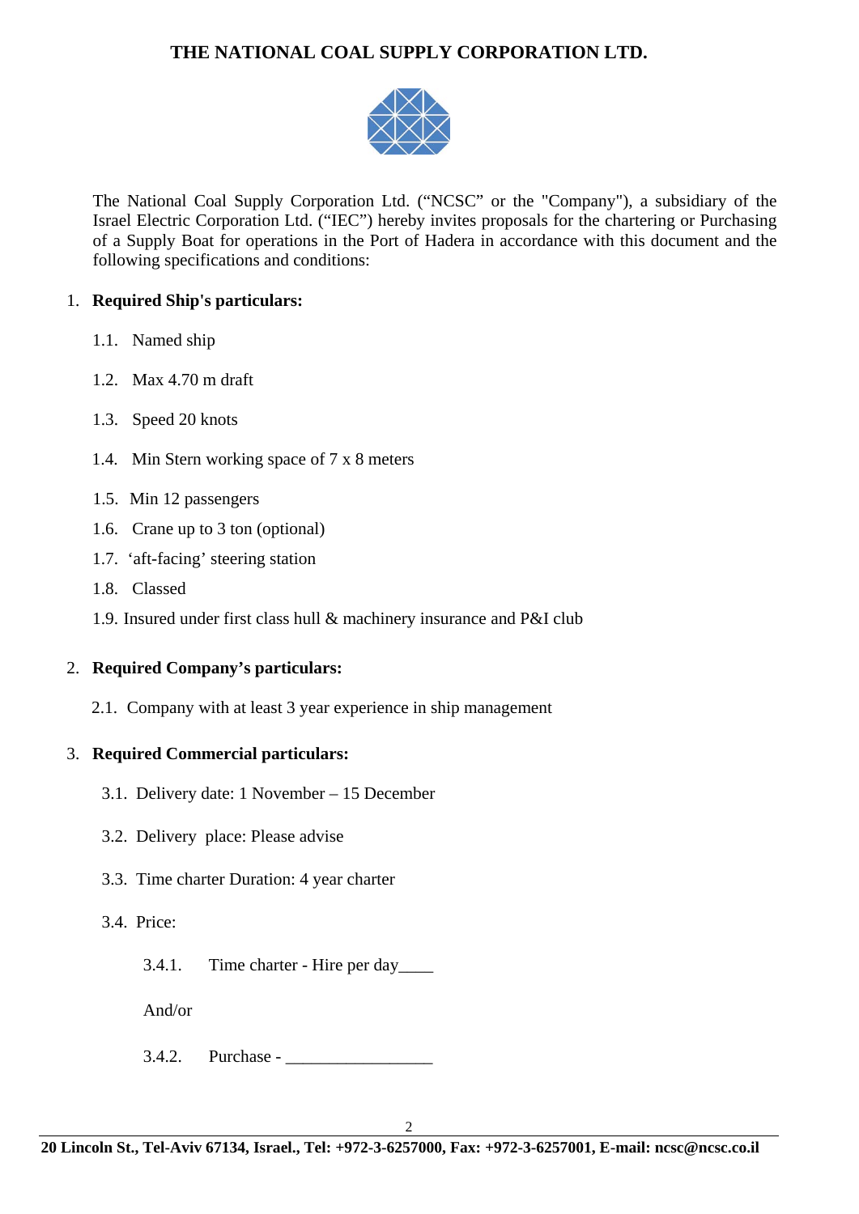# THE NATIONAL COAL SUPPLY CORPORATION LTD.

The National Coal Supply Corporation Ltd. ("NCSC" or the "Company"), a subsidiary of the Israel Electric Corporation Ltd. ("IEC") hereby invites proposals for the chartering or Purchasing of a Supply Boat for operations in the Port of Hadera in accordance with this document and the following specifications and conditions:

1. **Required Ship's particulars:**

   1.1. Named ship

   1.2. Max 4.70 m draft

   1.3. Speed 20 knots

   1.4. Min Stern working space of 7 x 8 meters

   1.5. Min 12 passengers

   1.6. Crane up to 3 ton (optional)

   1.7. 'aft-facing' steering station

   1.8. Classed

   1.9. Insured under first class hull & machinery insurance and P&I club

2. **Required Company's particulars:**

   2.1. Company with at least 3 year experience in ship management

3. **Required Commercial particulars:**

   3.1. Delivery date: 1 November – 15 December

   3.2. Delivery place: Please advise

   3.3. Time charter Duration: 4 year charter

   3.4. Price:

      3.4.1. Time charter - Hire per day____

      And/or

      3.4.2. Purchase - _________________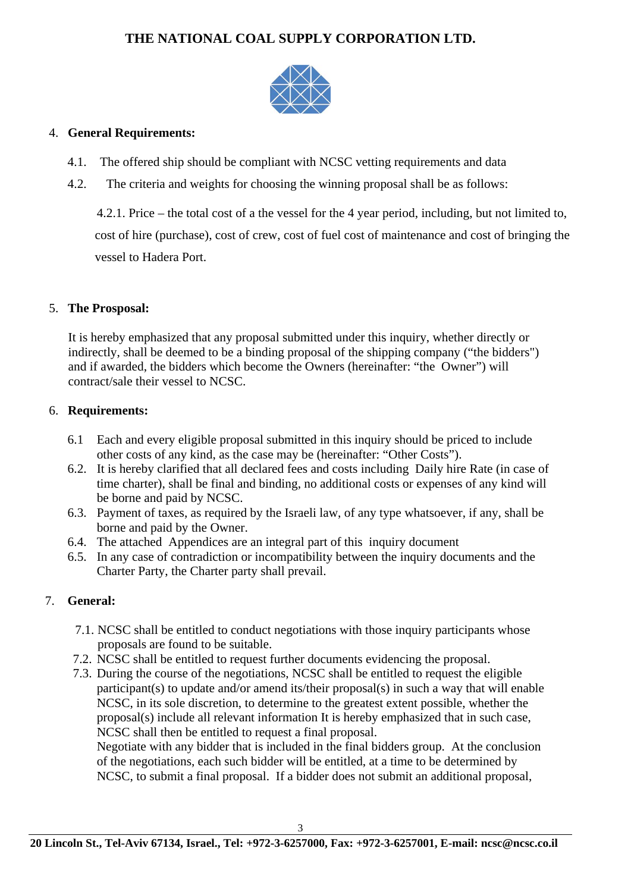4. **General Requirements:**

   4.1. The offered ship should be compliant with NCSC vetting requirements and data

   4.2. The criteria and weights for choosing the winning proposal shall be as follows:

   4.2.1. Price – the total cost of a the vessel for the 4 year period, including, but not limited to, cost of hire (purchase), cost of crew, cost of fuel cost of maintenance and cost of bringing the vessel to Hadera Port.

5. **The Prosposal:**

   It is hereby emphasized that any proposal submitted under this inquiry, whether directly or indirectly, shall be deemed to be a binding proposal of the shipping company ("the bidders") and if awarded, the bidders which become the Owners (hereinafter: "the Owner") will contract/sale their vessel to NCSC.

6. **Requirements:**

   6.1 Each and every eligible proposal submitted in this inquiry should be priced to include other costs of any kind, as the case may be (hereinafter: "Other Costs").

   6.2. It is hereby clarified that all declared fees and costs including Daily hire Rate (in case of time charter), shall be final and binding, no additional costs or expenses of any kind will be borne and paid by NCSC.

   6.3. Payment of taxes, as required by the Israeli law, of any type whatsoever, if any, shall be borne and paid by the Owner.

   6.4. The attached Appendices are an integral part of this inquiry document

   6.5. In any case of contradiction or incompatibility between the inquiry documents and the Charter Party, the Charter party shall prevail.

7. **General:**

   7.1. NCSC shall be entitled to conduct negotiations with those inquiry participants whose proposals are found to be suitable.

   7.2. NCSC shall be entitled to request further documents evidencing the proposal.

   7.3. During the course of the negotiations, NCSC shall be entitled to request the eligible participant(s) to update and/or amend its/their proposal(s) in such a way that will enable NCSC, in its sole discretion, to determine to the greatest extent possible, whether the proposal(s) include all relevant information It is hereby emphasized that in such case, NCSC shall then be entitled to request a final proposal.
   Negotiate with any bidder that is included in the final bidders group. At the conclusion of the negotiations, each such bidder will be entitled, at a time to be determined by NCSC, to submit a final proposal. If a bidder does not submit an additional proposal,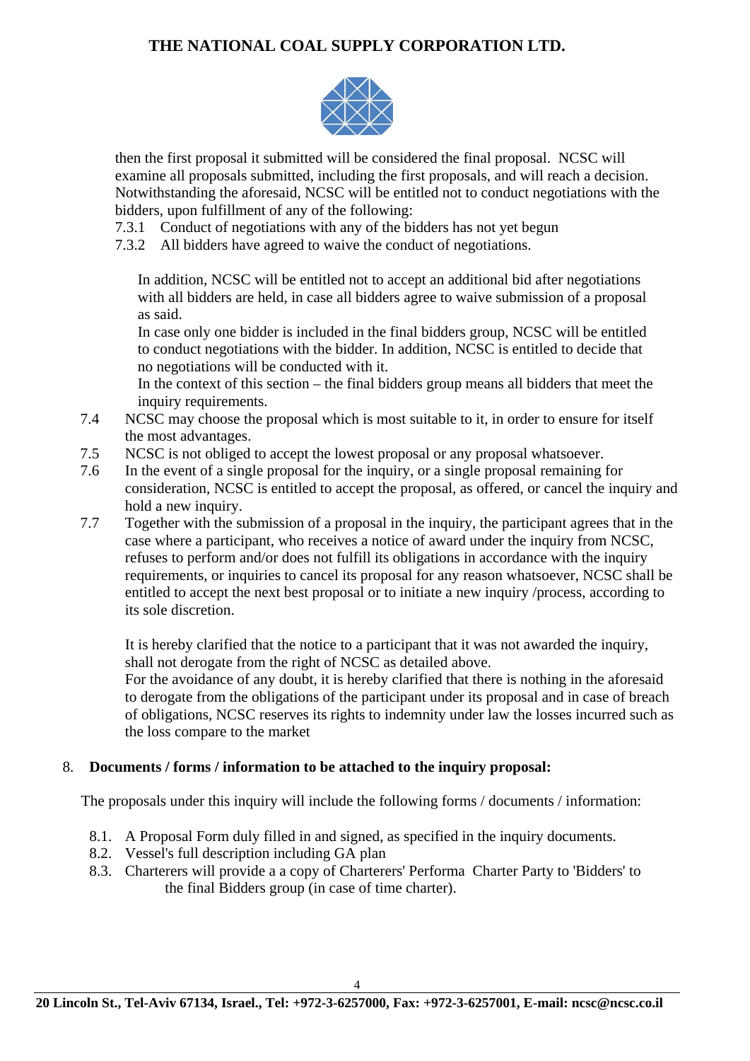then the first proposal it submitted will be considered the final proposal. NCSC will examine all proposals submitted, including the first proposals, and will reach a decision. Notwithstanding the aforesaid, NCSC will be entitled not to conduct negotiations with the bidders, upon fulfillment of any of the following:

7.3.1 Conduct of negotiations with any of the bidders has not yet begun

7.3.2 All bidders have agreed to waive the conduct of negotiations.

In addition, NCSC will be entitled not to accept an additional bid after negotiations with all bidders are held, in case all bidders agree to waive submission of a proposal as said.

In case only one bidder is included in the final bidders group, NCSC will be entitled to conduct negotiations with the bidder. In addition, NCSC is entitled to decide that no negotiations will be conducted with it.

In the context of this section – the final bidders group means all bidders that meet the inquiry requirements.

7.4 NCSC may choose the proposal which is most suitable to it, in order to ensure for itself the most advantages.

7.5 NCSC is not obliged to accept the lowest proposal or any proposal whatsoever.

7.6 In the event of a single proposal for the inquiry, or a single proposal remaining for consideration, NCSC is entitled to accept the proposal, as offered, or cancel the inquiry and hold a new inquiry.

7.7 Together with the submission of a proposal in the inquiry, the participant agrees that in the case where a participant, who receives a notice of award under the inquiry from NCSC, refuses to perform and/or does not fulfill its obligations in accordance with the inquiry requirements, or inquiries to cancel its proposal for any reason whatsoever, NCSC shall be entitled to accept the next best proposal or to initiate a new inquiry /process, according to its sole discretion.

It is hereby clarified that the notice to a participant that it was not awarded the inquiry, shall not derogate from the right of NCSC as detailed above.

For the avoidance of any doubt, it is hereby clarified that there is nothing in the aforesaid to derogate from the obligations of the participant under its proposal and in case of breach of obligations, NCSC reserves its rights to indemnity under law the losses incurred such as the loss compare to the market

## 8. Documents / forms / information to be attached to the inquiry proposal:

The proposals under this inquiry will include the following forms / documents / information:

8.1. A Proposal Form duly filled in and signed, as specified in the inquiry documents.

8.2. Vessel's full description including GA plan

8.3. Charterers will provide a a copy of Charterers' Performa Charter Party to 'Bidders' to the final Bidders group (in case of time charter).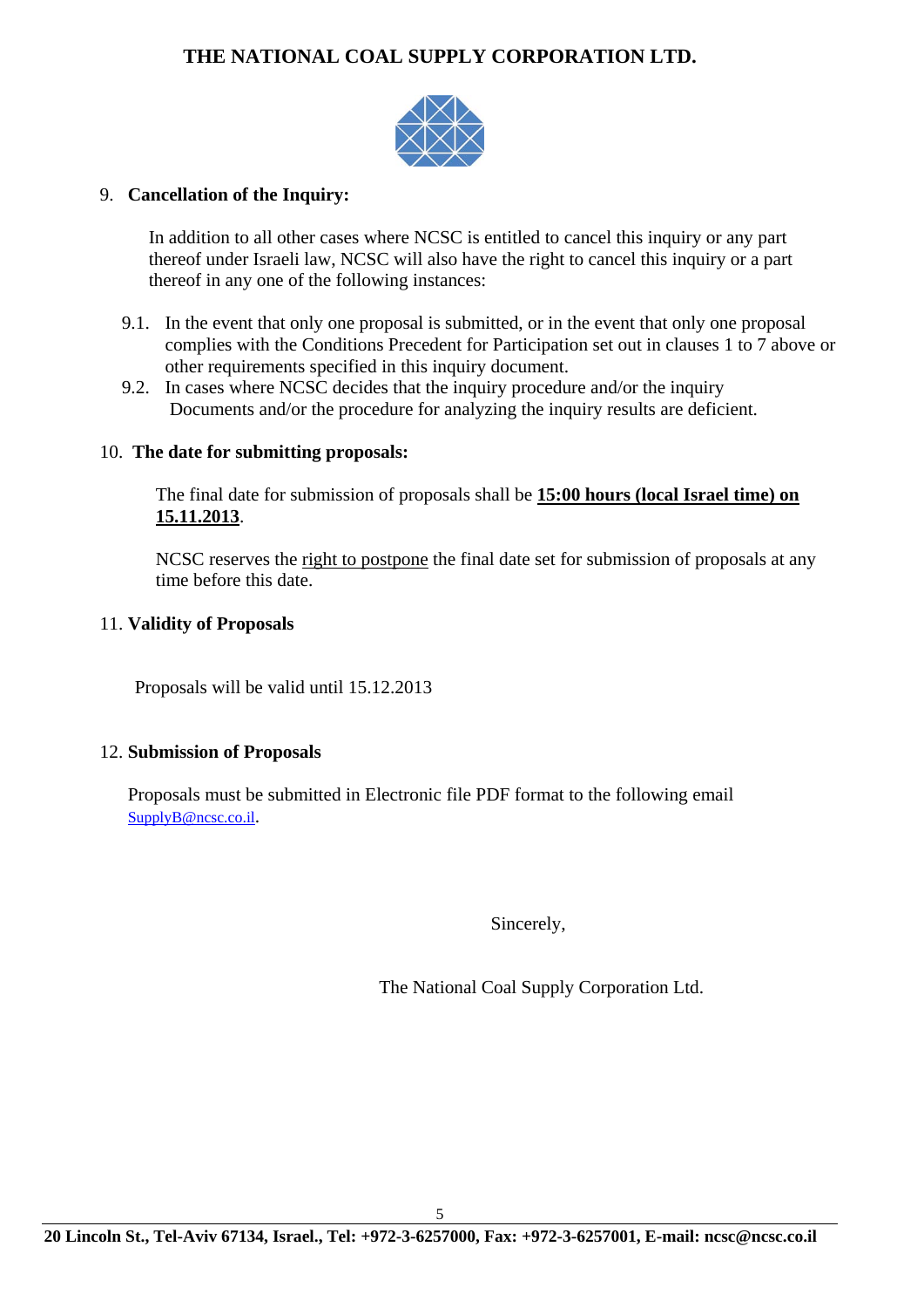## 9. Cancellation of the Inquiry:

In addition to all other cases where NCSC is entitled to cancel this inquiry or any part thereof under Israeli law, NCSC will also have the right to cancel this inquiry or a part thereof in any one of the following instances:

9.1. In the event that only one proposal is submitted, or in the event that only one proposal complies with the Conditions Precedent for Participation set out in clauses 1 to 7 above or other requirements specified in this inquiry document.

9.2. In cases where NCSC decides that the inquiry procedure and/or the inquiry Documents and/or the procedure for analyzing the inquiry results are deficient.

## 10. The date for submitting proposals:

The final date for submission of proposals shall be **15:00 hours (local Israel time) on 15.11.2013**.

NCSC reserves the right to postpone the final date set for submission of proposals at any time before this date.

## 11. Validity of Proposals

Proposals will be valid until 15.12.2013

## 12. Submission of Proposals

Proposals must be submitted in Electronic file PDF format to the following email SupplyB@ncsc.co.il.

Sincerely,

The National Coal Supply Corporation Ltd.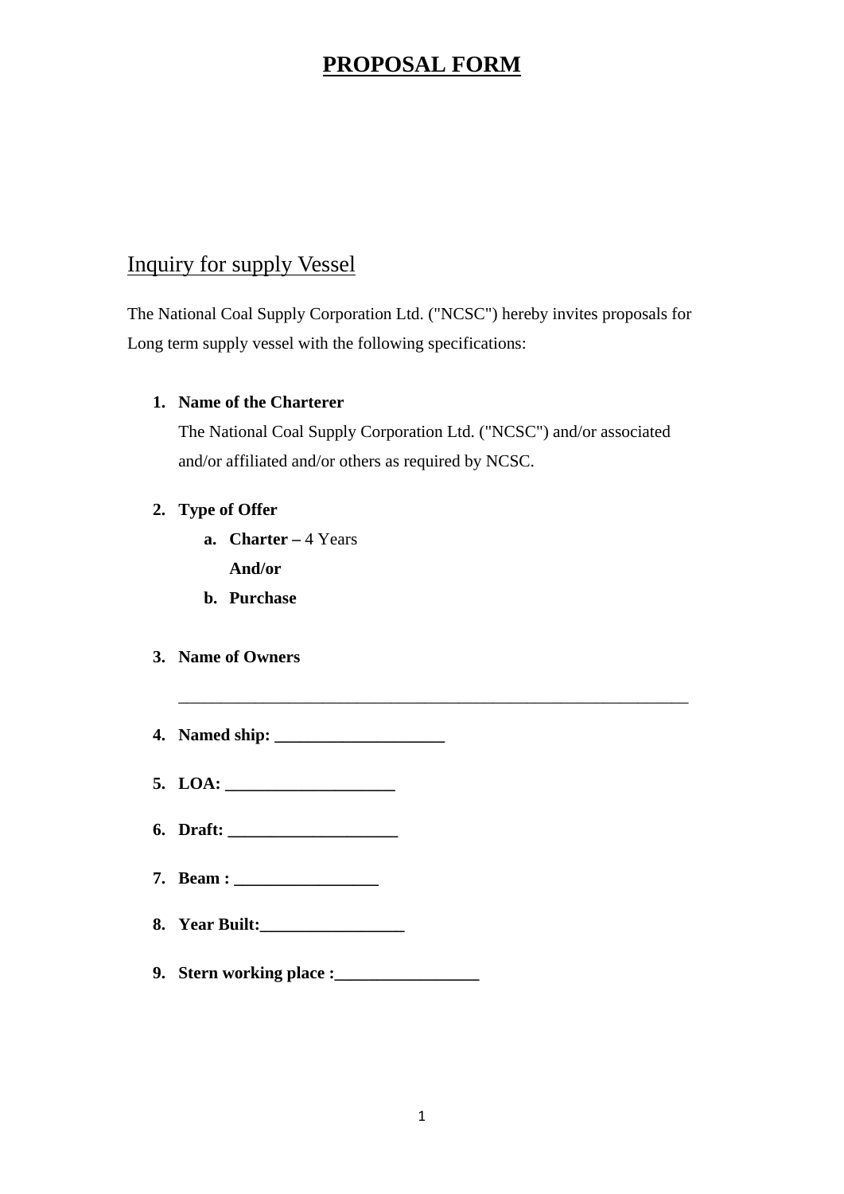# PROPOSAL FORM

## Inquiry for supply Vessel

The National Coal Supply Corporation Ltd. ("NCSC") hereby invites proposals for Long term supply vessel with the following specifications:

1. **Name of the Charterer**
   The National Coal Supply Corporation Ltd. ("NCSC") and/or associated and/or affiliated and/or others as required by NCSC.

2. **Type of Offer**
   a. **Charter –** 4 Years
      **And/or**
   b. **Purchase**

3. **Name of Owners**

   ______________________________________________________________

4. **Named ship: ____________________**

5. **LOA: ____________________**

6. **Draft: ____________________**

7. **Beam : _________________**

8. **Year Built:_________________**

9. **Stern working place :_________________**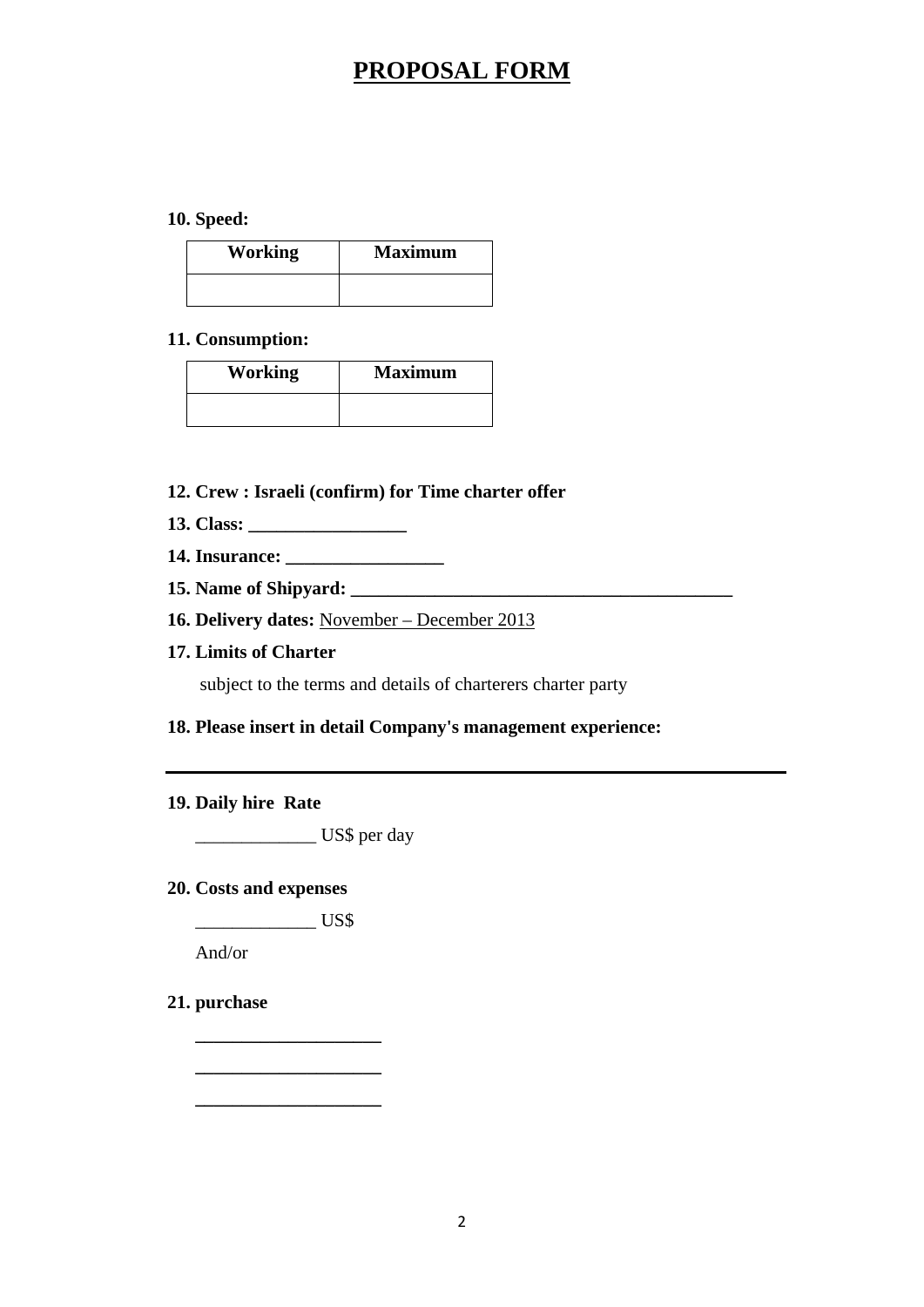# PROPOSAL FORM

**10. Speed:**

| Working | Maximum |
| --- | --- |
| | |

**11. Consumption:**

| Working | Maximum |
| --- | --- |
| | |

**12. Crew : Israeli (confirm) for Time charter offer**

**13. Class: _________________**

**14. Insurance: _________________**

**15. Name of Shipyard: ________________________________________**

**16. Delivery dates:** November – December 2013

**17. Limits of Charter**

subject to the terms and details of charterers charter party

**18. Please insert in detail Company's management experience:**

---

**19. Daily hire Rate**

_____________ US$ per day

**20. Costs and expenses**

_____________ US$

And/or

**21. purchase**

____________________

____________________

____________________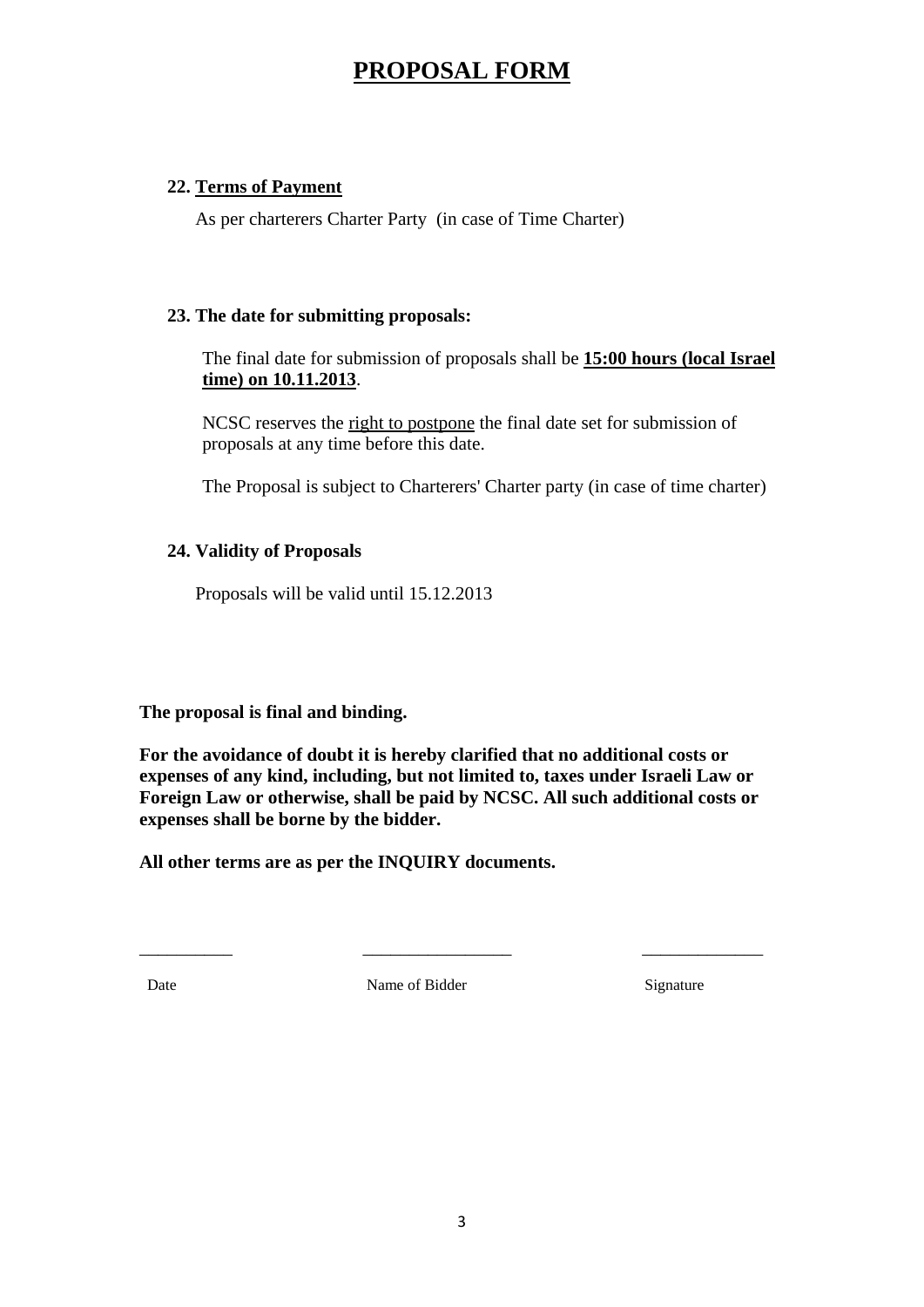# PROPOSAL FORM

**22. Terms of Payment**

As per charterers Charter Party (in case of Time Charter)

**23. The date for submitting proposals:**

The final date for submission of proposals shall be **15:00 hours (local Israel time) on 10.11.2013**.

NCSC reserves the right to postpone the final date set for submission of proposals at any time before this date.

The Proposal is subject to Charterers' Charter party (in case of time charter)

**24. Validity of Proposals**

Proposals will be valid until 15.12.2013

**The proposal is final and binding.**

**For the avoidance of doubt it is hereby clarified that no additional costs or expenses of any kind, including, but not limited to, taxes under Israeli Law or Foreign Law or otherwise, shall be paid by NCSC. All such additional costs or expenses shall be borne by the bidder.**

**All other terms are as per the INQUIRY documents.**

| ___________ | _________________ | ______________ |
|---|---|---|
| Date | Name of Bidder | Signature |